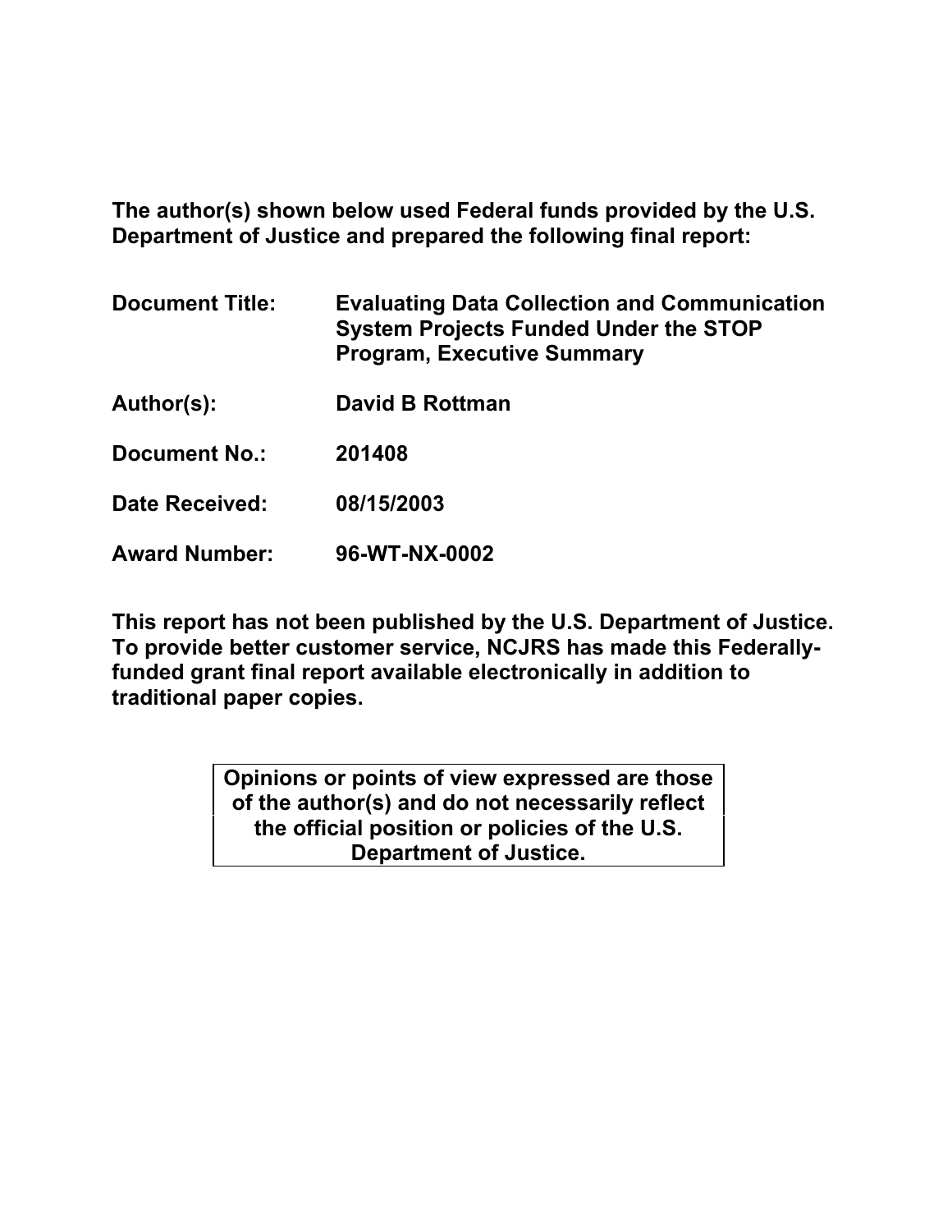**The author(s) shown below used Federal funds provided by the U.S. Department of Justice and prepared the following final report:**

| | |
|---|---|
| **Document Title:** | **Evaluating Data Collection and Communication System Projects Funded Under the STOP Program, Executive Summary** |
| **Author(s):** | **David B Rottman** |
| **Document No.:** | **201408** |
| **Date Received:** | **08/15/2003** |
| **Award Number:** | **96-WT-NX-0002** |

**This report has not been published by the U.S. Department of Justice. To provide better customer service, NCJRS has made this Federally-funded grant final report available electronically in addition to traditional paper copies.**

**Opinions or points of view expressed are those of the author(s) and do not necessarily reflect the official position or policies of the U.S. Department of Justice.**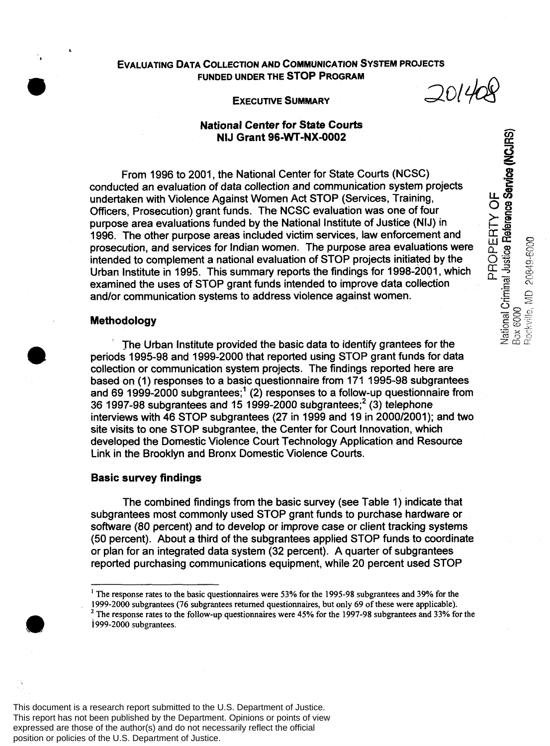# EVALUATING DATA COLLECTION AND COMMUNICATION SYSTEM PROJECTS FUNDED UNDER THE STOP PROGRAM

## EXECUTIVE SUMMARY

201408

**National Center for State Courts**
**NIJ Grant 96-WT-NX-0002**

From 1996 to 2001, the National Center for State Courts (NCSC) conducted an evaluation of data collection and communication system projects undertaken with Violence Against Women Act STOP (Services, Training, Officers, Prosecution) grant funds. The NCSC evaluation was one of four purpose area evaluations funded by the National Institute of Justice (NIJ) in 1996. The other purpose areas included victim services, law enforcement and prosecution, and services for Indian women. The purpose area evaluations were intended to complement a national evaluation of STOP projects initiated by the Urban Institute in 1995. This summary reports the findings for 1998-2001, which examined the uses of STOP grant funds intended to improve data collection and/or communication systems to address violence against women.

### Methodology

The Urban Institute provided the basic data to identify grantees for the periods 1995-98 and 1999-2000 that reported using STOP grant funds for data collection or communication system projects. The findings reported here are based on (1) responses to a basic questionnaire from 171 1995-98 subgrantees and 69 1999-2000 subgrantees;[1] (2) responses to a follow-up questionnaire from 36 1997-98 subgrantees and 15 1999-2000 subgrantees;[2] (3) telephone interviews with 46 STOP subgrantees (27 in 1999 and 19 in 2000/2001); and two site visits to one STOP subgrantee, the Center for Court Innovation, which developed the Domestic Violence Court Technology Application and Resource Link in the Brooklyn and Bronx Domestic Violence Courts.

### Basic survey findings

The combined findings from the basic survey (see Table 1) indicate that subgrantees most commonly used STOP grant funds to purchase hardware or software (80 percent) and to develop or improve case or client tracking systems (50 percent). About a third of the subgrantees applied STOP funds to coordinate or plan for an integrated data system (32 percent). A quarter of subgrantees reported purchasing communications equipment, while 20 percent used STOP

[1] The response rates to the basic questionnaires were 53% for the 1995-98 subgrantees and 39% for the 1999-2000 subgrantees (76 subgrantees returned questionnaires, but only 69 of these were applicable).

[2] The response rates to the follow-up questionnaires were 45% for the 1997-98 subgrantees and 33% for the 1999-2000 subgrantees.

This document is a research report submitted to the U.S. Department of Justice. This report has not been published by the Department. Opinions or points of view expressed are those of the author(s) and do not necessarily reflect the official position or policies of the U.S. Department of Justice.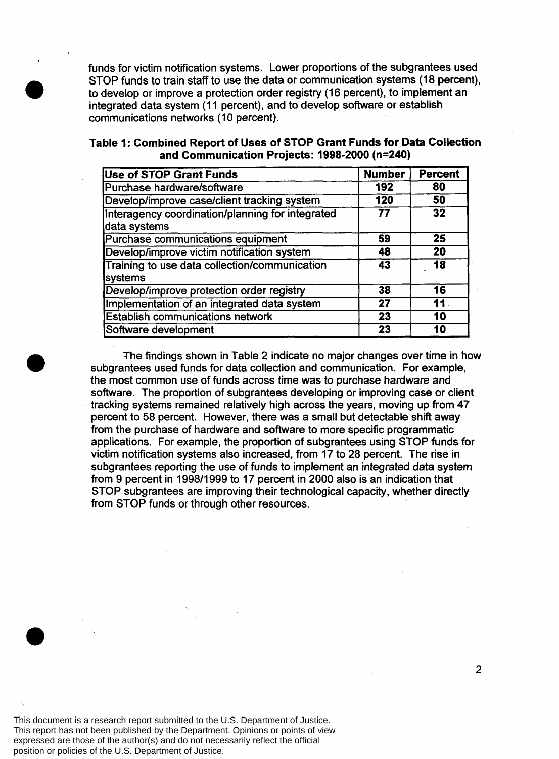funds for victim notification systems. Lower proportions of the subgrantees used STOP funds to train staff to use the data or communication systems (18 percent), to develop or improve a protection order registry (16 percent), to implement an integrated data system (11 percent), and to develop software or establish communications networks (10 percent).

**Table 1: Combined Report of Uses of STOP Grant Funds for Data Collection and Communication Projects: 1998-2000 (n=240)**

| Use of STOP Grant Funds | Number | Percent |
|---|---|---|
| Purchase hardware/software | 192 | 80 |
| Develop/improve case/client tracking system | 120 | 50 |
| Interagency coordination/planning for integrated data systems | 77 | 32 |
| Purchase communications equipment | 59 | 25 |
| Develop/improve victim notification system | 48 | 20 |
| Training to use data collection/communication systems | 43 | 18 |
| Develop/improve protection order registry | 38 | 16 |
| Implementation of an integrated data system | 27 | 11 |
| Establish communications network | 23 | 10 |
| Software development | 23 | 10 |

The findings shown in Table 2 indicate no major changes over time in how subgrantees used funds for data collection and communication. For example, the most common use of funds across time was to purchase hardware and software. The proportion of subgrantees developing or improving case or client tracking systems remained relatively high across the years, moving up from 47 percent to 58 percent. However, there was a small but detectable shift away from the purchase of hardware and software to more specific programmatic applications. For example, the proportion of subgrantees using STOP funds for victim notification systems also increased, from 17 to 28 percent. The rise in subgrantees reporting the use of funds to implement an integrated data system from 9 percent in 1998/1999 to 17 percent in 2000 also is an indication that STOP subgrantees are improving their technological capacity, whether directly from STOP funds or through other resources.

This document is a research report submitted to the U.S. Department of Justice. This report has not been published by the Department. Opinions or points of view expressed are those of the author(s) and do not necessarily reflect the official position or policies of the U.S. Department of Justice.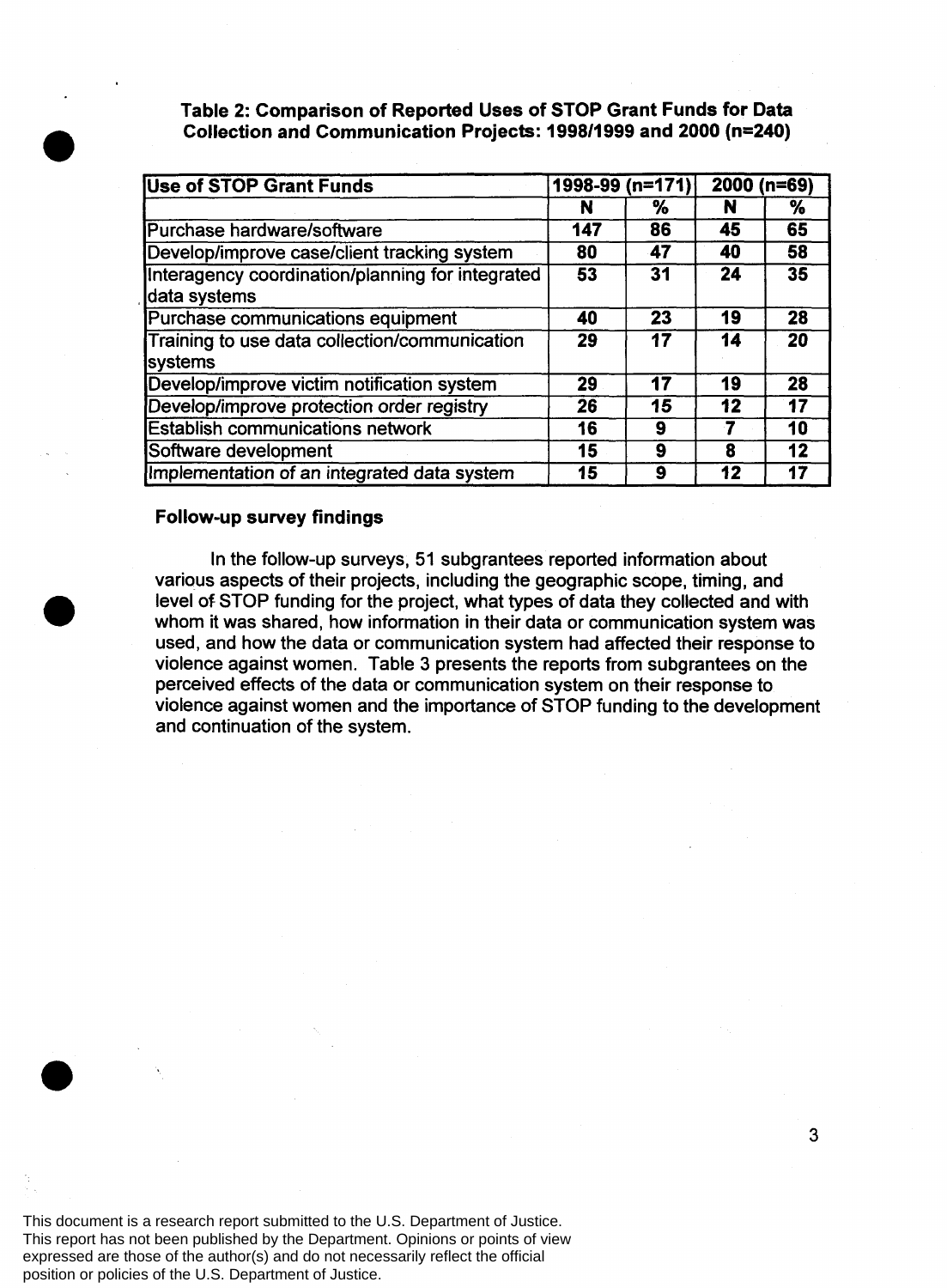**Table 2: Comparison of Reported Uses of STOP Grant Funds for Data Collection and Communication Projects: 1998/1999 and 2000 (n=240)**

| Use of STOP Grant Funds | 1998-99 (n=171) | | 2000 (n=69) | |
|---|---|---|---|---|
| | N | % | N | % |
| Purchase hardware/software | 147 | 86 | 45 | 65 |
| Develop/improve case/client tracking system | 80 | 47 | 40 | 58 |
| Interagency coordination/planning for integrated data systems | 53 | 31 | 24 | 35 |
| Purchase communications equipment | 40 | 23 | 19 | 28 |
| Training to use data collection/communication systems | 29 | 17 | 14 | 20 |
| Develop/improve victim notification system | 29 | 17 | 19 | 28 |
| Develop/improve protection order registry | 26 | 15 | 12 | 17 |
| Establish communications network | 16 | 9 | 7 | 10 |
| Software development | 15 | 9 | 8 | 12 |
| Implementation of an integrated data system | 15 | 9 | 12 | 17 |

**Follow-up survey findings**

In the follow-up surveys, 51 subgrantees reported information about various aspects of their projects, including the geographic scope, timing, and level of STOP funding for the project, what types of data they collected and with whom it was shared, how information in their data or communication system was used, and how the data or communication system had affected their response to violence against women. Table 3 presents the reports from subgrantees on the perceived effects of the data or communication system on their response to violence against women and the importance of STOP funding to the development and continuation of the system.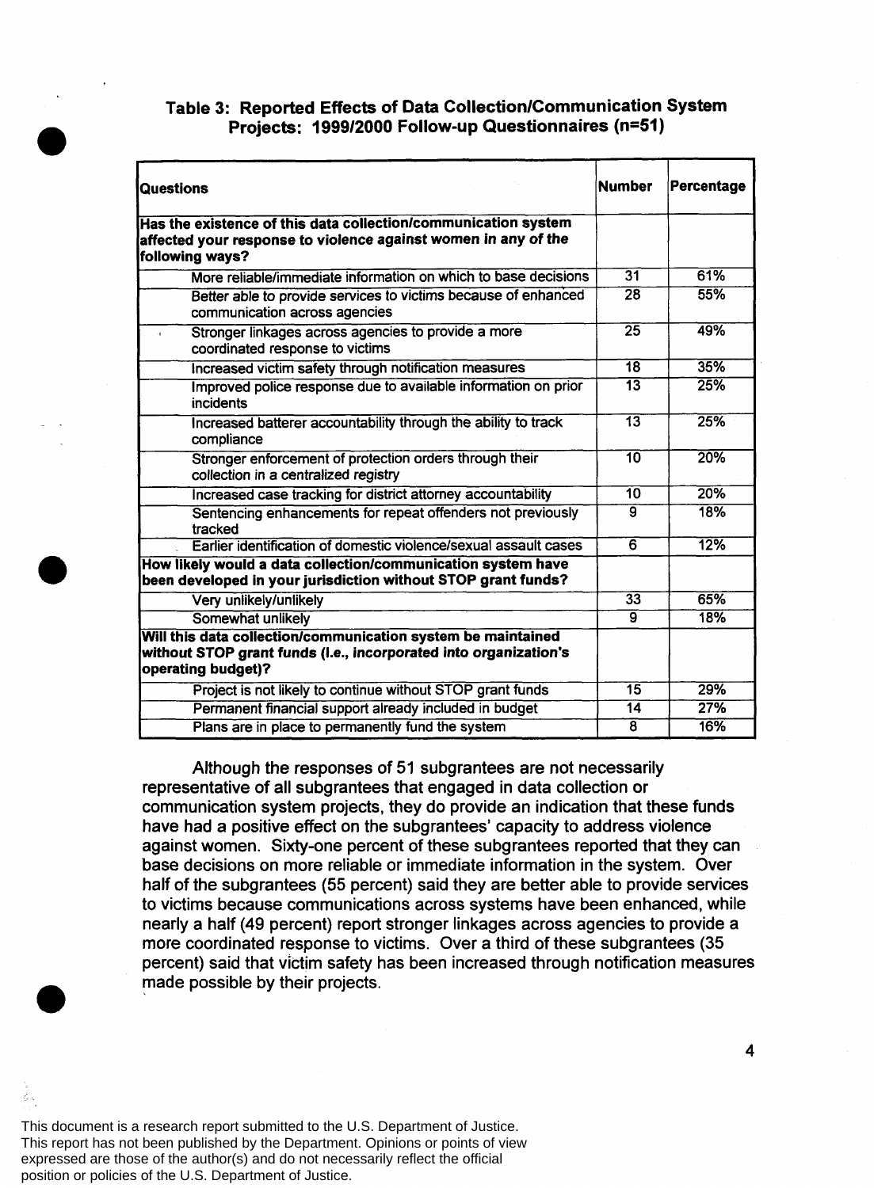### Table 3: Reported Effects of Data Collection/Communication System Projects: 1999/2000 Follow-up Questionnaires (n=51)

| Questions | Number | Percentage |
|---|---|---|
| **Has the existence of this data collection/communication system affected your response to violence against women in any of the following ways?** | | |
| More reliable/immediate information on which to base decisions | 31 | 61% |
| Better able to provide services to victims because of enhanced communication across agencies | 28 | 55% |
| Stronger linkages across agencies to provide a more coordinated response to victims | 25 | 49% |
| Increased victim safety through notification measures | 18 | 35% |
| Improved police response due to available information on prior incidents | 13 | 25% |
| Increased batterer accountability through the ability to track compliance | 13 | 25% |
| Stronger enforcement of protection orders through their collection in a centralized registry | 10 | 20% |
| Increased case tracking for district attorney accountability | 10 | 20% |
| Sentencing enhancements for repeat offenders not previously tracked | 9 | 18% |
| Earlier identification of domestic violence/sexual assault cases | 6 | 12% |
| **How likely would a data collection/communication system have been developed in your jurisdiction without STOP grant funds?** | | |
| Very unlikely/unlikely | 33 | 65% |
| Somewhat unlikely | 9 | 18% |
| **Will this data collection/communication system be maintained without STOP grant funds (i.e., *incorporated into organization's* operating budget)?** | | |
| Project is not likely to continue without STOP grant funds | 15 | 29% |
| Permanent financial support already included in budget | 14 | 27% |
| Plans are in place to permanently fund the system | 8 | 16% |

Although the responses of 51 subgrantees are not necessarily representative of all subgrantees that engaged in data collection or communication system projects, they do provide an indication that these funds have had a positive effect on the subgrantees' capacity to address violence against women. Sixty-one percent of these subgrantees reported that they can base decisions on more reliable or immediate information in the system. Over half of the subgrantees (55 percent) said they are better able to provide services to victims because communications across systems have been enhanced, while nearly a half (49 percent) report stronger linkages across agencies to provide a more coordinated response to victims. Over a third of these subgrantees (35 percent) said that victim safety has been increased through notification measures made possible by their projects.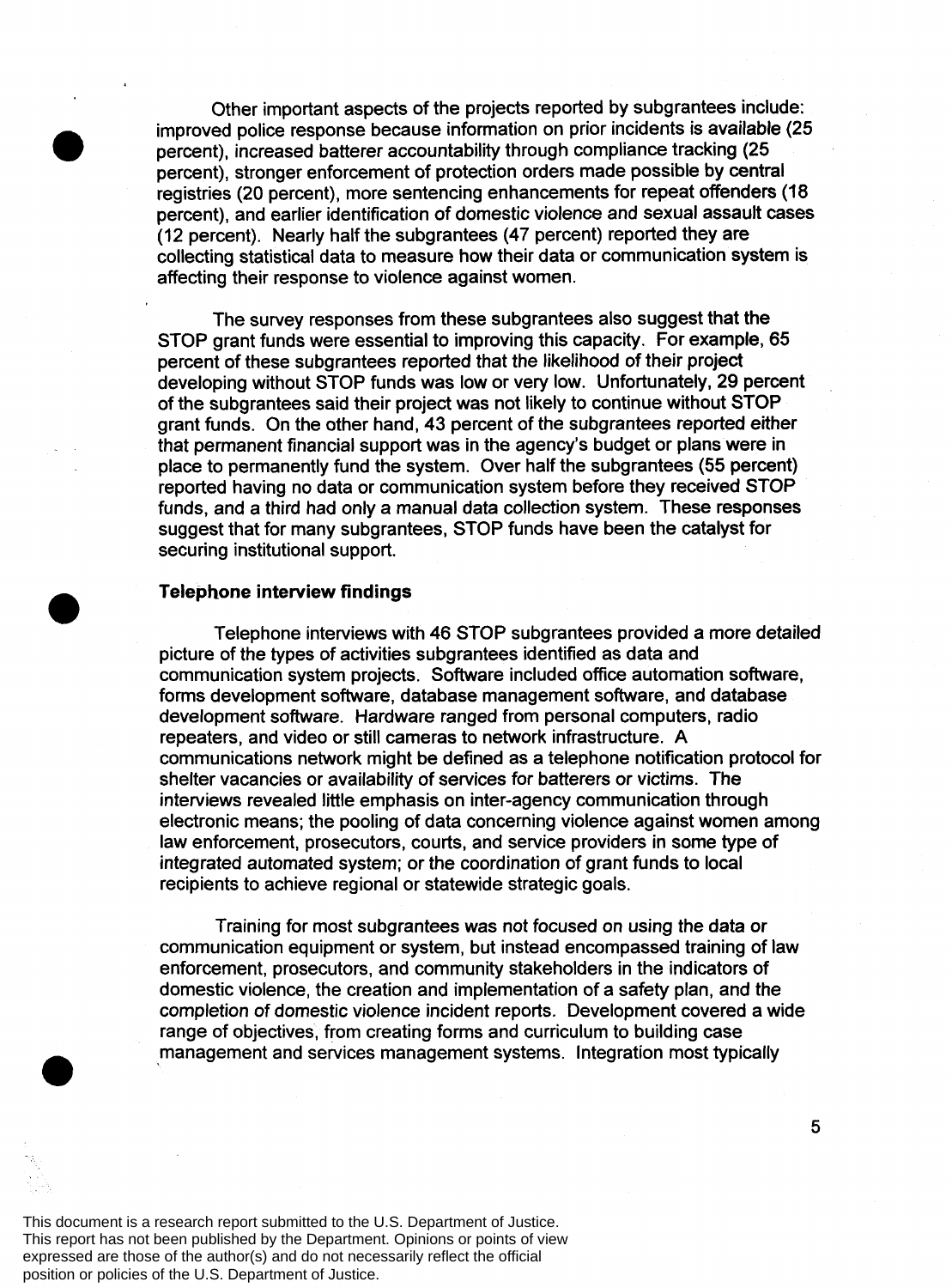Other important aspects of the projects reported by subgrantees include: improved police response because information on prior incidents is available (25 percent), increased batterer accountability through compliance tracking (25 percent), stronger enforcement of protection orders made possible by central registries (20 percent), more sentencing enhancements for repeat offenders (18 percent), and earlier identification of domestic violence and sexual assault cases (12 percent). Nearly half the subgrantees (47 percent) reported they are collecting statistical data to measure how their data or communication system is affecting their response to violence against women.

The survey responses from these subgrantees also suggest that the STOP grant funds were essential to improving this capacity. For example, 65 percent of these subgrantees reported that the likelihood of their project developing without STOP funds was low or very low. Unfortunately, 29 percent of the subgrantees said their project was not likely to continue without STOP grant funds. On the other hand, 43 percent of the subgrantees reported either that permanent financial support was in the agency's budget or plans were in place to permanently fund the system. Over half the subgrantees (55 percent) reported having no data or communication system before they received STOP funds, and a third had only a manual data collection system. These responses suggest that for many subgrantees, STOP funds have been the catalyst for securing institutional support.

**Telephone interview findings**

Telephone interviews with 46 STOP subgrantees provided a more detailed picture of the types of activities subgrantees identified as data and communication system projects. Software included office automation software, forms development software, database management software, and database development software. Hardware ranged from personal computers, radio repeaters, and video or still cameras to network infrastructure. A communications network might be defined as a telephone notification protocol for shelter vacancies or availability of services for batterers or victims. The interviews revealed little emphasis on inter-agency communication through electronic means; the pooling of data concerning violence against women among law enforcement, prosecutors, courts, and service providers in some type of integrated automated system; or the coordination of grant funds to local recipients to achieve regional or statewide strategic goals.

Training for most subgrantees was not focused on using the data or communication equipment or system, but instead encompassed training of law enforcement, prosecutors, and community stakeholders in the indicators of domestic violence, the creation and implementation of a safety plan, and the completion of domestic violence incident reports. Development covered a wide range of objectives, from creating forms and curriculum to building case management and services management systems. Integration most typically

This document is a research report submitted to the U.S. Department of Justice. This report has not been published by the Department. Opinions or points of view expressed are those of the author(s) and do not necessarily reflect the official position or policies of the U.S. Department of Justice.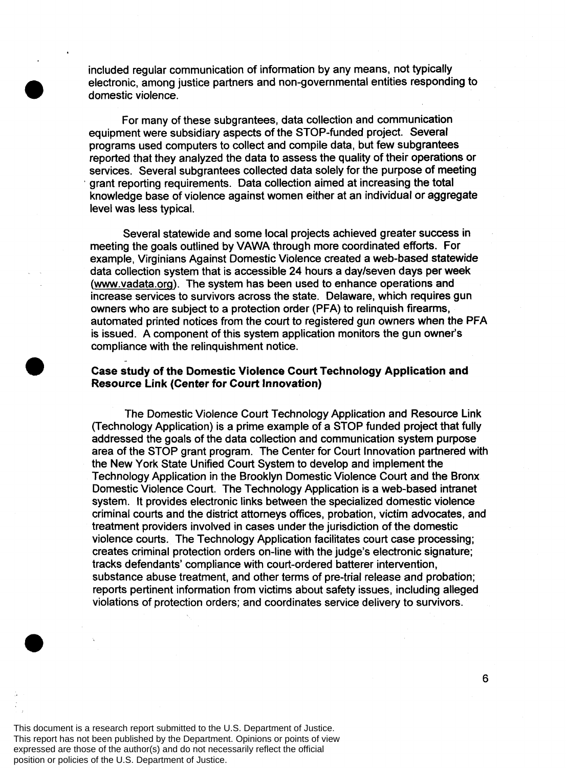included regular communication of information by any means, not typically electronic, among justice partners and non-governmental entities responding to domestic violence.

For many of these subgrantees, data collection and communication equipment were subsidiary aspects of the STOP-funded project. Several programs used computers to collect and compile data, but few subgrantees reported that they analyzed the data to assess the quality of their operations or services. Several subgrantees collected data solely for the purpose of meeting grant reporting requirements. Data collection aimed at increasing the total knowledge base of violence against women either at an individual or aggregate level was less typical.

Several statewide and some local projects achieved greater success in meeting the goals outlined by VAWA through more coordinated efforts. For example, Virginians Against Domestic Violence created a web-based statewide data collection system that is accessible 24 hours a day/seven days per week (www.vadata.org). The system has been used to enhance operations and increase services to survivors across the state. Delaware, which requires gun owners who are subject to a protection order (PFA) to relinquish firearms, automated printed notices from the court to registered gun owners when the PFA is issued. A component of this system application monitors the gun owner's compliance with the relinquishment notice.

**Case study of the Domestic Violence Court Technology Application and Resource Link (Center for Court Innovation)**

The Domestic Violence Court Technology Application and Resource Link (Technology Application) is a prime example of a STOP funded project that fully addressed the goals of the data collection and communication system purpose area of the STOP grant program. The Center for Court Innovation partnered with the New York State Unified Court System to develop and implement the Technology Application in the Brooklyn Domestic Violence Court and the Bronx Domestic Violence Court. The Technology Application is a web-based intranet system. It provides electronic links between the specialized domestic violence criminal courts and the district attorneys offices, probation, victim advocates, and treatment providers involved in cases under the jurisdiction of the domestic violence courts. The Technology Application facilitates court case processing; creates criminal protection orders on-line with the judge's electronic signature; tracks defendants' compliance with court-ordered batterer intervention, substance abuse treatment, and other terms of pre-trial release and probation; reports pertinent information from victims about safety issues, including alleged violations of protection orders; and coordinates service delivery to survivors.

This document is a research report submitted to the U.S. Department of Justice. This report has not been published by the Department. Opinions or points of view expressed are those of the author(s) and do not necessarily reflect the official position or policies of the U.S. Department of Justice.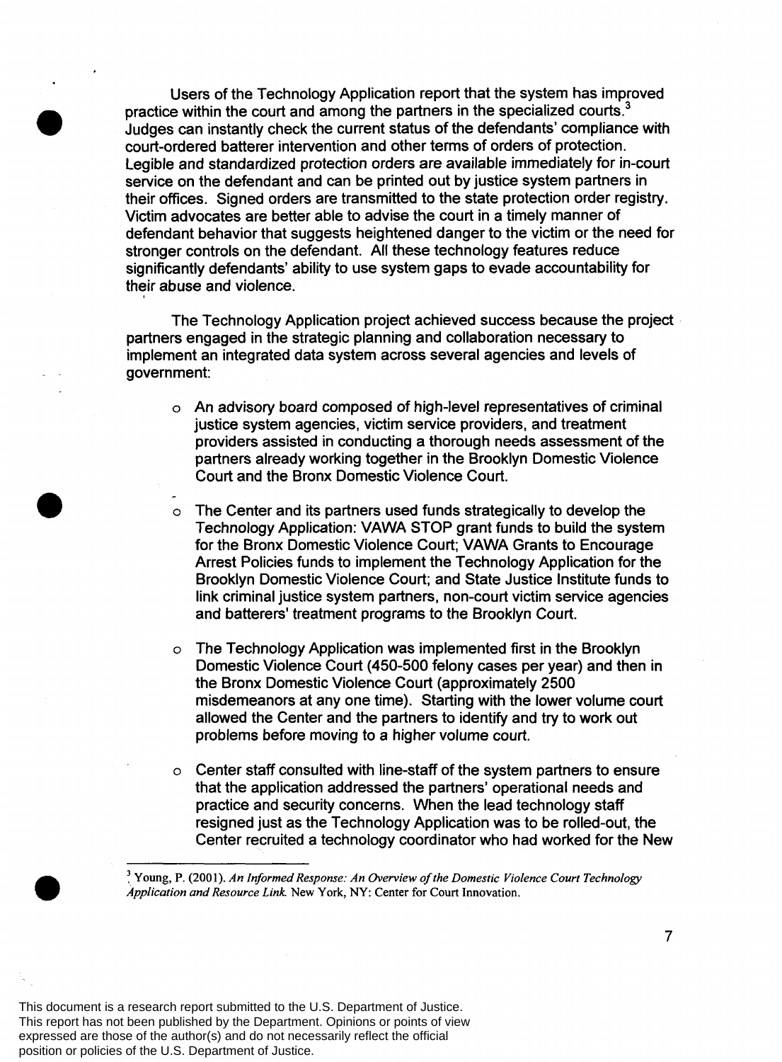Users of the Technology Application report that the system has improved practice within the court and among the partners in the specialized courts.[3] Judges can instantly check the current status of the defendants' compliance with court-ordered batterer intervention and other terms of orders of protection. Legible and standardized protection orders are available immediately for in-court service on the defendant and can be printed out by justice system partners in their offices. Signed orders are transmitted to the state protection order registry. Victim advocates are better able to advise the court in a timely manner of defendant behavior that suggests heightened danger to the victim or the need for stronger controls on the defendant. All these technology features reduce significantly defendants' ability to use system gaps to evade accountability for their abuse and violence.

The Technology Application project achieved success because the project partners engaged in the strategic planning and collaboration necessary to implement an integrated data system across several agencies and levels of government:

- An advisory board composed of high-level representatives of criminal justice system agencies, victim service providers, and treatment providers assisted in conducting a thorough needs assessment of the partners already working together in the Brooklyn Domestic Violence Court and the Bronx Domestic Violence Court.

- The Center and its partners used funds strategically to develop the Technology Application: VAWA STOP grant funds to build the system for the Bronx Domestic Violence Court; VAWA Grants to Encourage Arrest Policies funds to implement the Technology Application for the Brooklyn Domestic Violence Court; and State Justice Institute funds to link criminal justice system partners, non-court victim service agencies and batterers' treatment programs to the Brooklyn Court.

- The Technology Application was implemented first in the Brooklyn Domestic Violence Court (450-500 felony cases per year) and then in the Bronx Domestic Violence Court (approximately 2500 misdemeanors at any one time). Starting with the lower volume court allowed the Center and the partners to identify and try to work out problems before moving to a higher volume court.

- Center staff consulted with line-staff of the system partners to ensure that the application addressed the partners' operational needs and practice and security concerns. When the lead technology staff resigned just as the Technology Application was to be rolled-out, the Center recruited a technology coordinator who had worked for the New

[3] Young, P. (2001). *An Informed Response: An Overview of the Domestic Violence Court Technology Application and Resource Link.* New York, NY: Center for Court Innovation.

This document is a research report submitted to the U.S. Department of Justice. This report has not been published by the Department. Opinions or points of view expressed are those of the author(s) and do not necessarily reflect the official position or policies of the U.S. Department of Justice.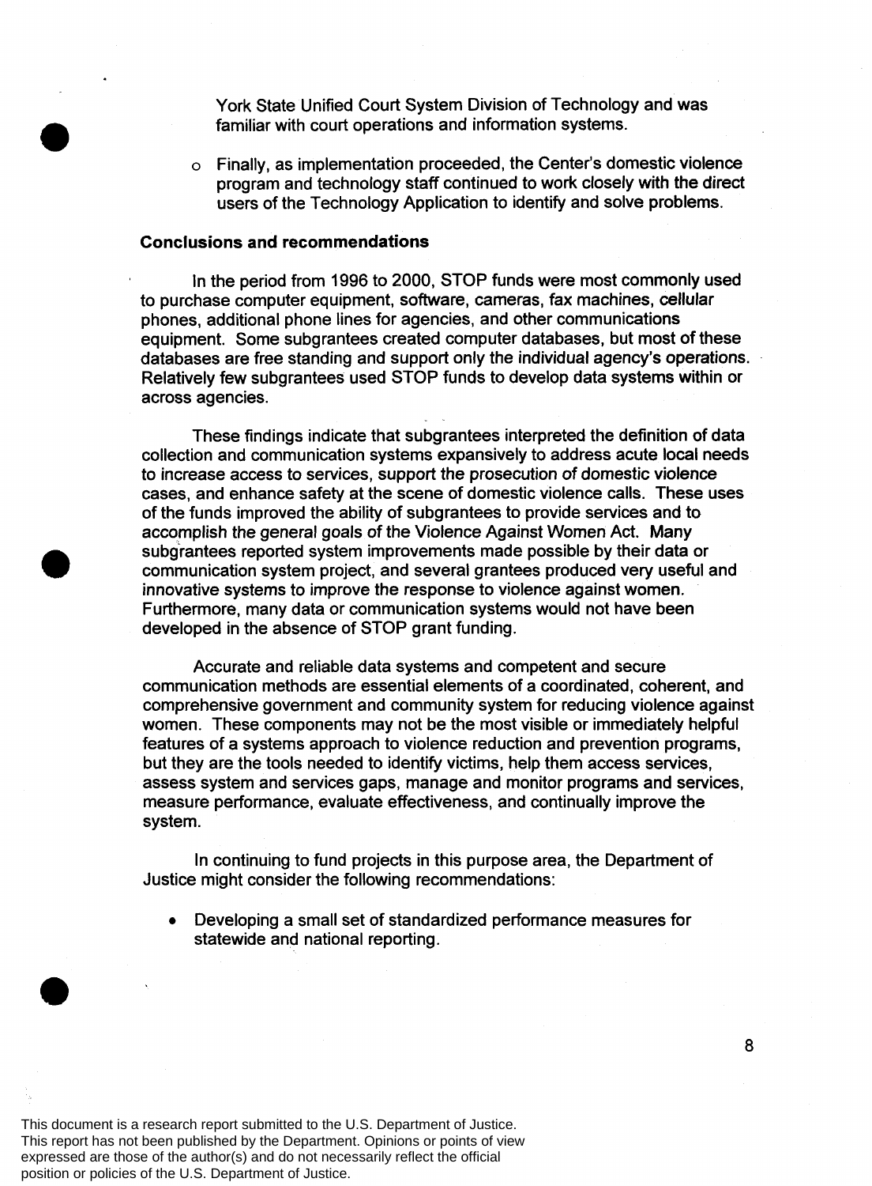York State Unified Court System Division of Technology and was familiar with court operations and information systems.

- Finally, as implementation proceeded, the Center's domestic violence program and technology staff continued to work closely with the direct users of the Technology Application to identify and solve problems.

**Conclusions and recommendations**

In the period from 1996 to 2000, STOP funds were most commonly used to purchase computer equipment, software, cameras, fax machines, cellular phones, additional phone lines for agencies, and other communications equipment. Some subgrantees created computer databases, but most of these databases are free standing and support only the individual agency's operations. Relatively few subgrantees used STOP funds to develop data systems within or across agencies.

These findings indicate that subgrantees interpreted the definition of data collection and communication systems expansively to address acute local needs to increase access to services, support the prosecution of domestic violence cases, and enhance safety at the scene of domestic violence calls. These uses of the funds improved the ability of subgrantees to provide services and to accomplish the general goals of the Violence Against Women Act. Many subgrantees reported system improvements made possible by their data or communication system project, and several grantees produced very useful and innovative systems to improve the response to violence against women. Furthermore, many data or communication systems would not have been developed in the absence of STOP grant funding.

Accurate and reliable data systems and competent and secure communication methods are essential elements of a coordinated, coherent, and comprehensive government and community system for reducing violence against women. These components may not be the most visible or immediately helpful features of a systems approach to violence reduction and prevention programs, but they are the tools needed to identify victims, help them access services, assess system and services gaps, manage and monitor programs and services, measure performance, evaluate effectiveness, and continually improve the system.

In continuing to fund projects in this purpose area, the Department of Justice might consider the following recommendations:

- Developing a small set of standardized performance measures for statewide and national reporting.

This document is a research report submitted to the U.S. Department of Justice. This report has not been published by the Department. Opinions or points of view expressed are those of the author(s) and do not necessarily reflect the official position or policies of the U.S. Department of Justice.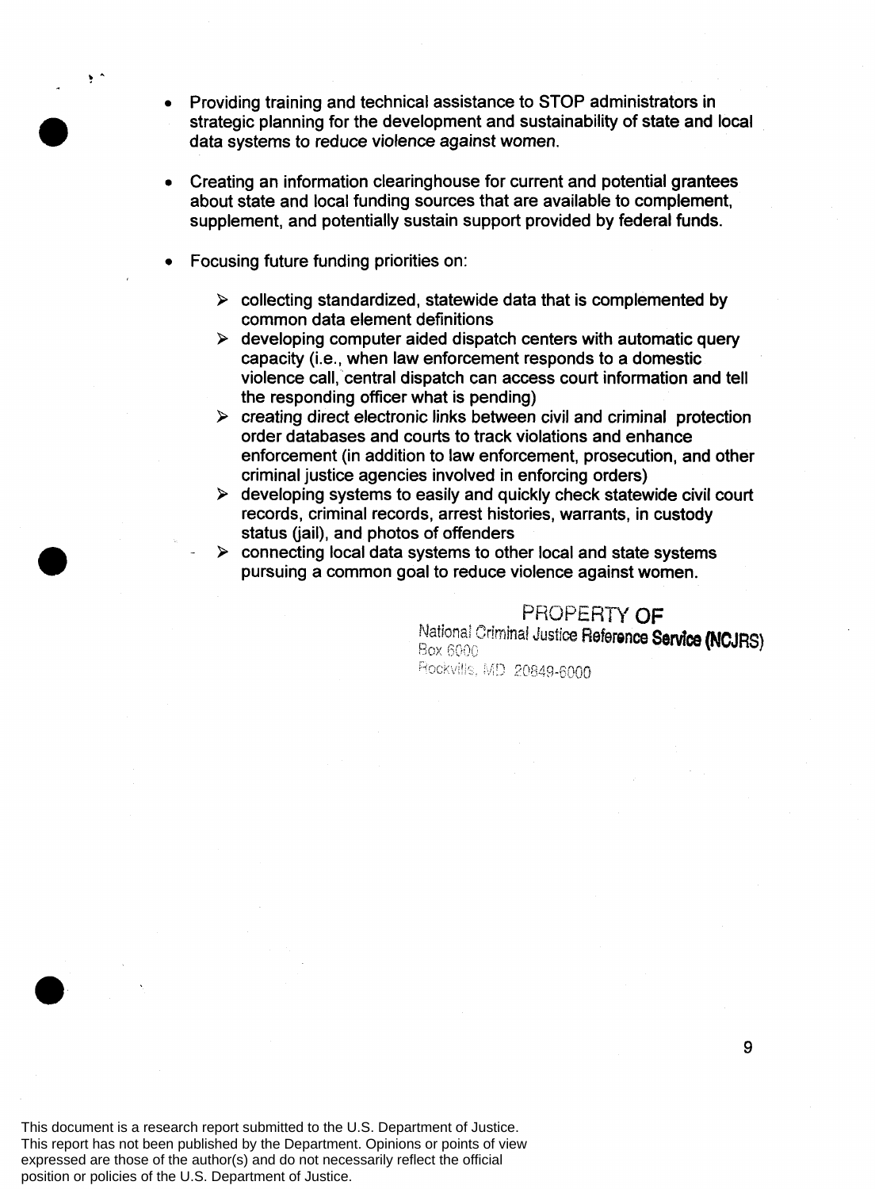- Providing training and technical assistance to STOP administrators in strategic planning for the development and sustainability of state and local data systems to reduce violence against women.

- Creating an information clearinghouse for current and potential grantees about state and local funding sources that are available to complement, supplement, and potentially sustain support provided by federal funds.

- Focusing future funding priorities on:

  - collecting standardized, statewide data that is complemented by common data element definitions
  - developing computer aided dispatch centers with automatic query capacity (i.e., when law enforcement responds to a domestic violence call, central dispatch can access court information and tell the responding officer what is pending)
  - creating direct electronic links between civil and criminal protection order databases and courts to track violations and enhance enforcement (in addition to law enforcement, prosecution, and other criminal justice agencies involved in enforcing orders)
  - developing systems to easily and quickly check statewide civil court records, criminal records, arrest histories, warrants, in custody status (jail), and photos of offenders
  - connecting local data systems to other local and state systems pursuing a common goal to reduce violence against women.

PROPERTY OF
National Criminal Justice Reference Service (NCJRS)
Box 6000
Rockville, MD 20849-6000

This document is a research report submitted to the U.S. Department of Justice. This report has not been published by the Department. Opinions or points of view expressed are those of the author(s) and do not necessarily reflect the official position or policies of the U.S. Department of Justice.